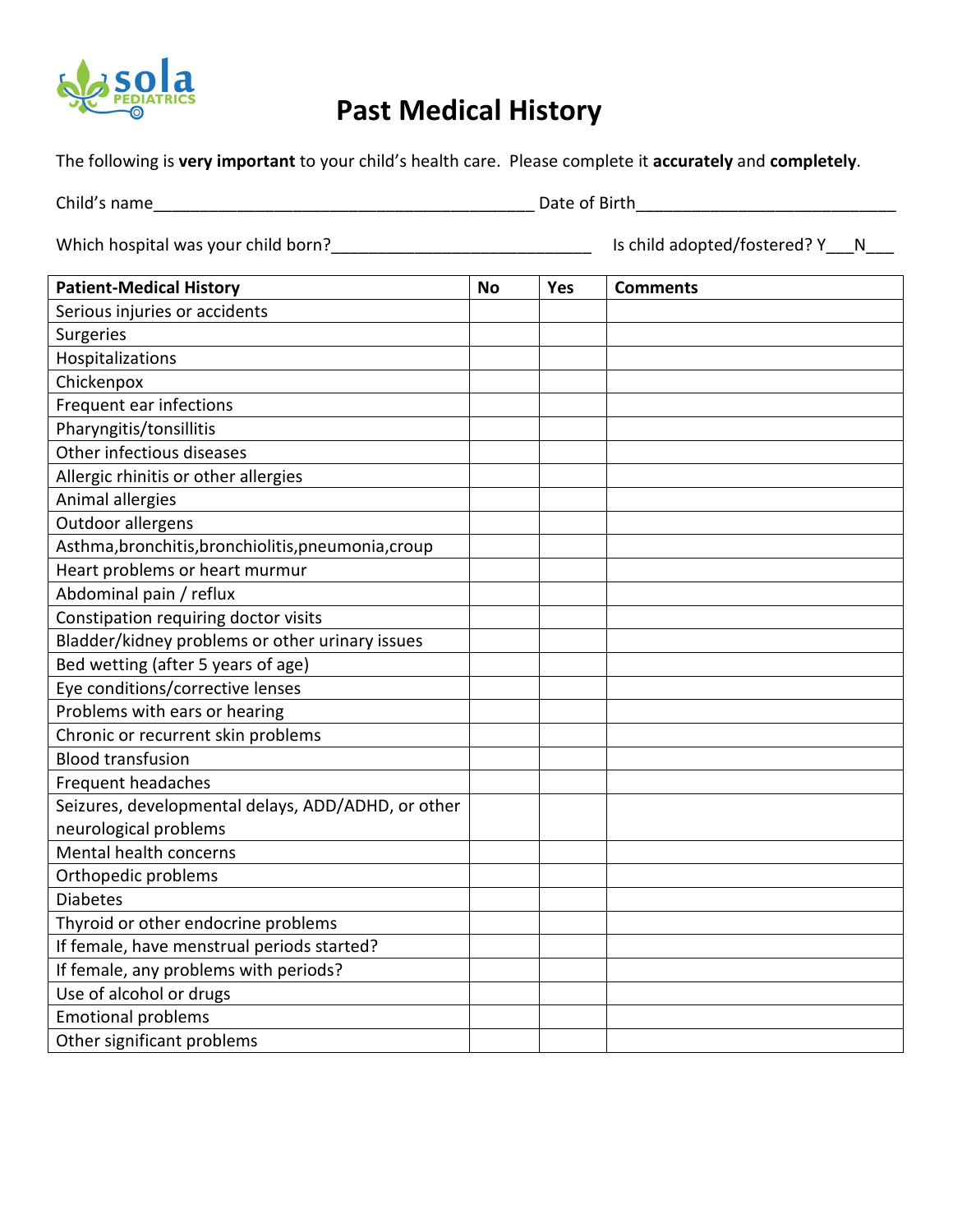sola PEDIATRICS

# Past Medical History

The following is **very important** to your child's health care. Please complete it **accurately** and **completely**.

Child's name__________________________________________ Date of Birth_____________________________

Which hospital was your child born?_____________________________ Is child adopted/fostered? Y___N___

| Patient-Medical History | No | Yes | Comments |
|---|---|---|---|
| Serious injuries or accidents | | | |
| Surgeries | | | |
| Hospitalizations | | | |
| Chickenpox | | | |
| Frequent ear infections | | | |
| Pharyngitis/tonsillitis | | | |
| Other infectious diseases | | | |
| Allergic rhinitis or other allergies | | | |
| Animal allergies | | | |
| Outdoor allergens | | | |
| Asthma,bronchitis,bronchiolitis,pneumonia,croup | | | |
| Heart problems or heart murmur | | | |
| Abdominal pain / reflux | | | |
| Constipation requiring doctor visits | | | |
| Bladder/kidney problems or other urinary issues | | | |
| Bed wetting (after 5 years of age) | | | |
| Eye conditions/corrective lenses | | | |
| Problems with ears or hearing | | | |
| Chronic or recurrent skin problems | | | |
| Blood transfusion | | | |
| Frequent headaches | | | |
| Seizures, developmental delays, ADD/ADHD, or other neurological problems | | | |
| Mental health concerns | | | |
| Orthopedic problems | | | |
| Diabetes | | | |
| Thyroid or other endocrine problems | | | |
| If female, have menstrual periods started? | | | |
| If female, any problems with periods? | | | |
| Use of alcohol or drugs | | | |
| Emotional problems | | | |
| Other significant problems | | | |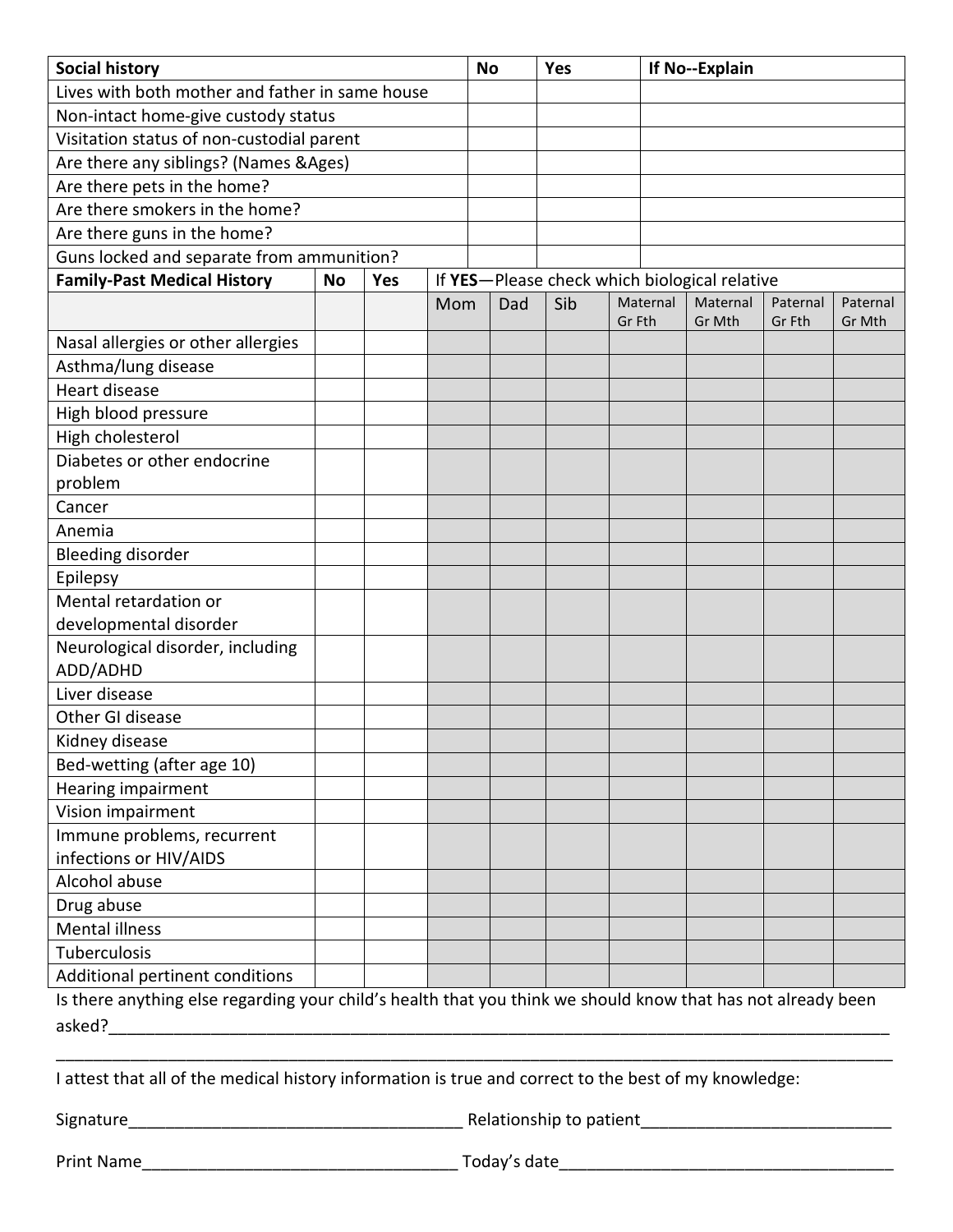| Social history | No | Yes | If No--Explain |
|---|---|---|---|
| Lives with both mother and father in same house | | | |
| Non-intact home-give custody status | | | |
| Visitation status of non-custodial parent | | | |
| Are there any siblings? (Names &Ages) | | | |
| Are there pets in the home? | | | |
| Are there smokers in the home? | | | |
| Are there guns in the home? | | | |
| Guns locked and separate from ammunition? | | | |

| Family-Past Medical History | No | Yes | If **YES**—Please check which biological relative | | | | | | |
|---|---|---|---|---|---|---|---|---|---|
| | | | Mom | Dad | Sib | Maternal Gr Fth | Maternal Gr Mth | Paternal Gr Fth | Paternal Gr Mth |
| Nasal allergies or other allergies | | | | | | | | | |
| Asthma/lung disease | | | | | | | | | |
| Heart disease | | | | | | | | | |
| High blood pressure | | | | | | | | | |
| High cholesterol | | | | | | | | | |
| Diabetes or other endocrine problem | | | | | | | | | |
| Cancer | | | | | | | | | |
| Anemia | | | | | | | | | |
| Bleeding disorder | | | | | | | | | |
| Epilepsy | | | | | | | | | |
| Mental retardation or developmental disorder | | | | | | | | | |
| Neurological disorder, including ADD/ADHD | | | | | | | | | |
| Liver disease | | | | | | | | | |
| Other GI disease | | | | | | | | | |
| Kidney disease | | | | | | | | | |
| Bed-wetting (after age 10) | | | | | | | | | |
| Hearing impairment | | | | | | | | | |
| Vision impairment | | | | | | | | | |
| Immune problems, recurrent infections or HIV/AIDS | | | | | | | | | |
| Alcohol abuse | | | | | | | | | |
| Drug abuse | | | | | | | | | |
| Mental illness | | | | | | | | | |
| Tuberculosis | | | | | | | | | |
| Additional pertinent conditions | | | | | | | | | |

Is there anything else regarding your child's health that you think we should know that has not already been asked?_______________________________________________________________________________________

_______________________________________________________________________________________________

I attest that all of the medical history information is true and correct to the best of my knowledge:

Signature_____________________________________ Relationship to patient___________________________

Print Name___________________________________ Today's date____________________________________